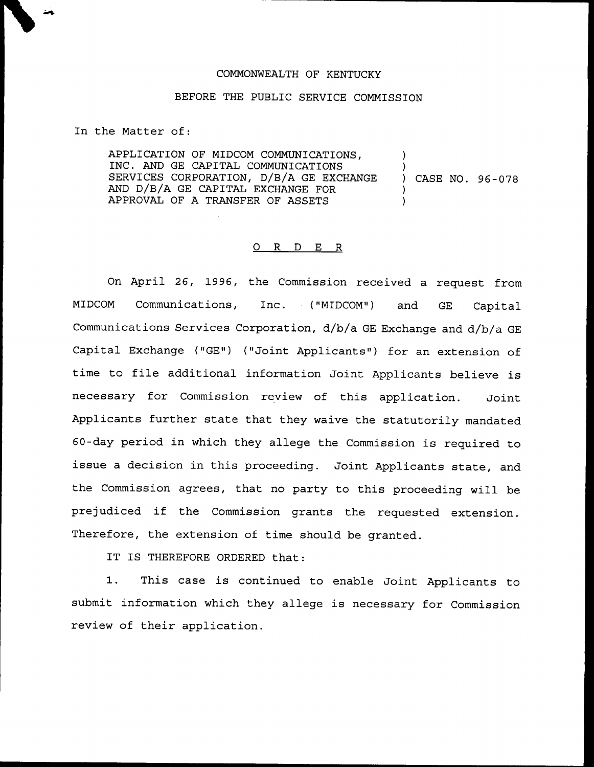COMMONWEALTH OF KENTUCKY

BEFORE THE PUBLIC SERVICE COMMISSION

In the Matter of:

APPLICATION OF MIDCOM COMMUNICATIONS, INC. AND GE CAPITAL COMMUNICATIONS SERVICES CORPORATION, D/B/A GE EXCHANGE AND D/B/A GE CAPITAL EXCHANGE FOR APPROVAL OF A TRANSFER OF ASSETS ) CASE NO. 96-078

# O R D E R

On April 26, 1996, the Commission received a request from MIDCOM Communications, Inc. ("MIDCOM") and GE Capital Communications Services Corporation, d/b/a GE Exchange and d/b/a GE Capital Exchange ("GE") ("Joint Applicants") for an extension of time to file additional information Joint Applicants believe is necessary for Commission review of this application. Joint Applicants further state that they waive the statutorily mandated 60-day period in which they allege the Commission is required to issue a decision in this proceeding. Joint Applicants state, and the Commission agrees, that no party to this proceeding will be prejudiced if the Commission grants the requested extension. Therefore, the extension of time should be granted.

IT IS THEREFORE ORDERED that:

1. This case is continued to enable Joint Applicants to submit information which they allege is necessary for Commission review of their application.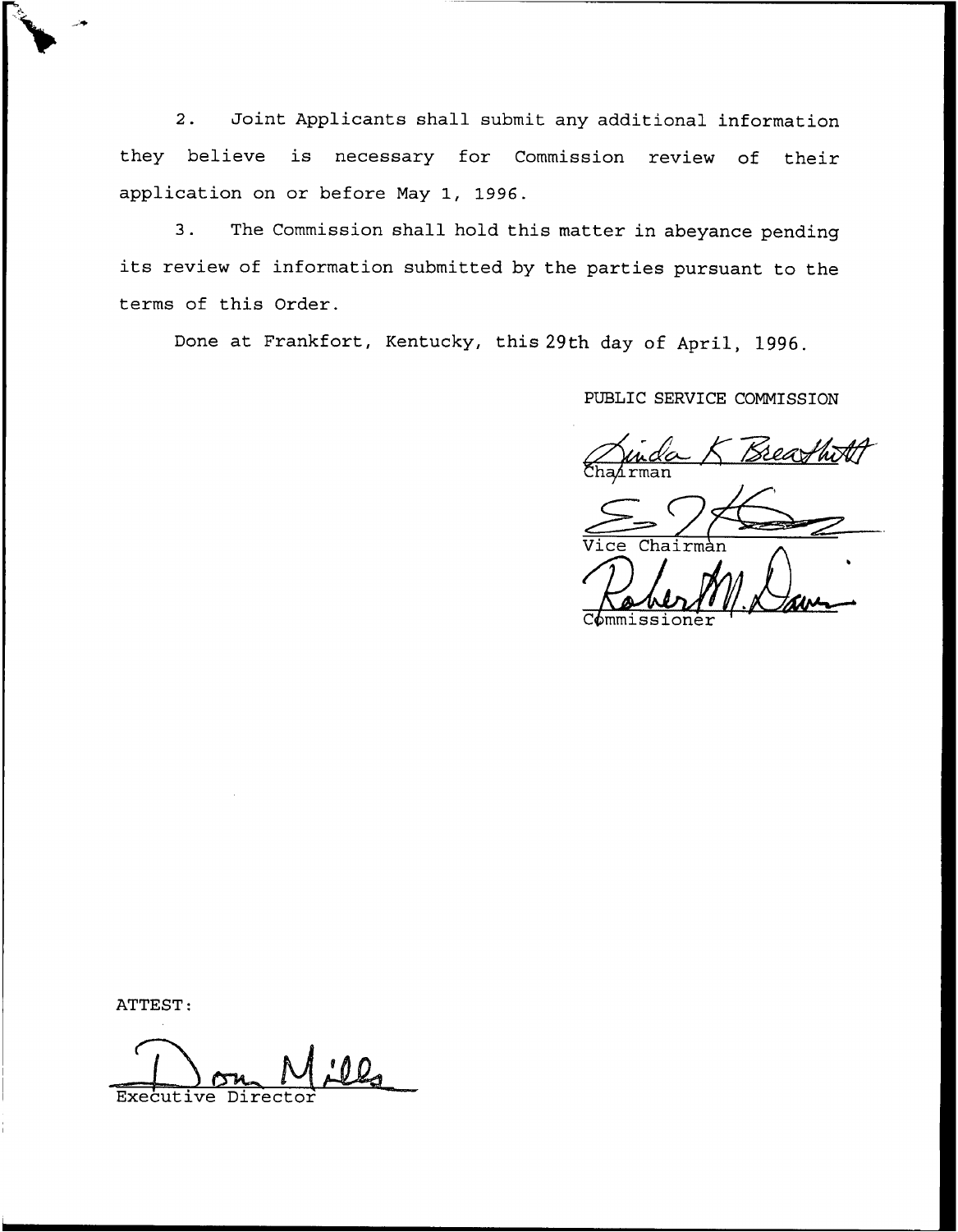2. Joint Applicants shall submit any additional information they believe is necessary for Commission review of their application on or before May 1, 1996.

3. The Commission shall hold this matter in abeyance pending its review of information submitted by the parties pursuant to the terms of this Order.

Done at Frankfort, Kentucky, this 29th day of April, 1996.

PUBLIC SERVICE COMMISSION

Linda K Breathitt
Chairman

Vice Chairman

Robert M. Davis
Commissioner

ATTEST:

Don Mills
Executive Director